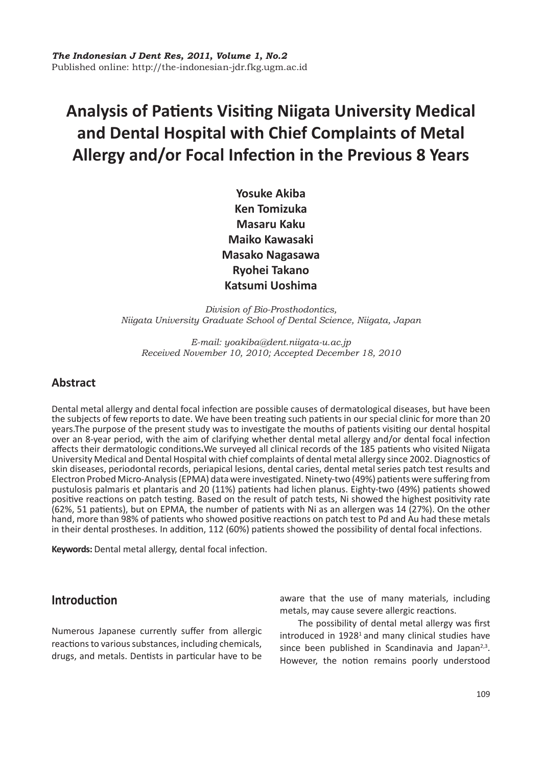*The Indonesian J Dent Res, 2011, Volume 1, No.2*
Published online: http://the-indonesian-jdr.fkg.ugm.ac.id

# Analysis of Patients Visiting Niigata University Medical and Dental Hospital with Chief Complaints of Metal Allergy and/or Focal Infection in the Previous 8 Years

**Yosuke Akiba**
**Ken Tomizuka**
**Masaru Kaku**
**Maiko Kawasaki**
**Masako Nagasawa**
**Ryohei Takano**
**Katsumi Uoshima**

*Division of Bio-Prosthodontics,*
*Niigata University Graduate School of Dental Science, Niigata, Japan*

*E-mail: yoakiba@dent.niigata-u.ac.jp*
*Received November 10, 2010; Accepted December 18, 2010*

## Abstract

Dental metal allergy and dental focal infection are possible causes of dermatological diseases, but have been the subjects of few reports to date. We have been treating such patients in our special clinic for more than 20 years.The purpose of the present study was to investigate the mouths of patients visiting our dental hospital over an 8-year period, with the aim of clarifying whether dental metal allergy and/or dental focal infection affects their dermatologic conditions**.**We surveyed all clinical records of the 185 patients who visited Niigata University Medical and Dental Hospital with chief complaints of dental metal allergy since 2002. Diagnostics of skin diseases, periodontal records, periapical lesions, dental caries, dental metal series patch test results and Electron Probed Micro-Analysis (EPMA) data were investigated. Ninety-two (49%) patients were suffering from pustulosis palmaris et plantaris and 20 (11%) patients had lichen planus. Eighty-two (49%) patients showed positive reactions on patch testing. Based on the result of patch tests, Ni showed the highest positivity rate (62%, 51 patients), but on EPMA, the number of patients with Ni as an allergen was 14 (27%). On the other hand, more than 98% of patients who showed positive reactions on patch test to Pd and Au had these metals in their dental prostheses. In addition, 112 (60%) patients showed the possibility of dental focal infections.

**Keywords:** Dental metal allergy, dental focal infection.

## Introduction

Numerous Japanese currently suffer from allergic reactions to various substances, including chemicals, drugs, and metals. Dentists in particular have to be aware that the use of many materials, including metals, may cause severe allergic reactions.

The possibility of dental metal allergy was first introduced in 1928[1] and many clinical studies have since been published in Scandinavia and Japan[2,3]. However, the notion remains poorly understood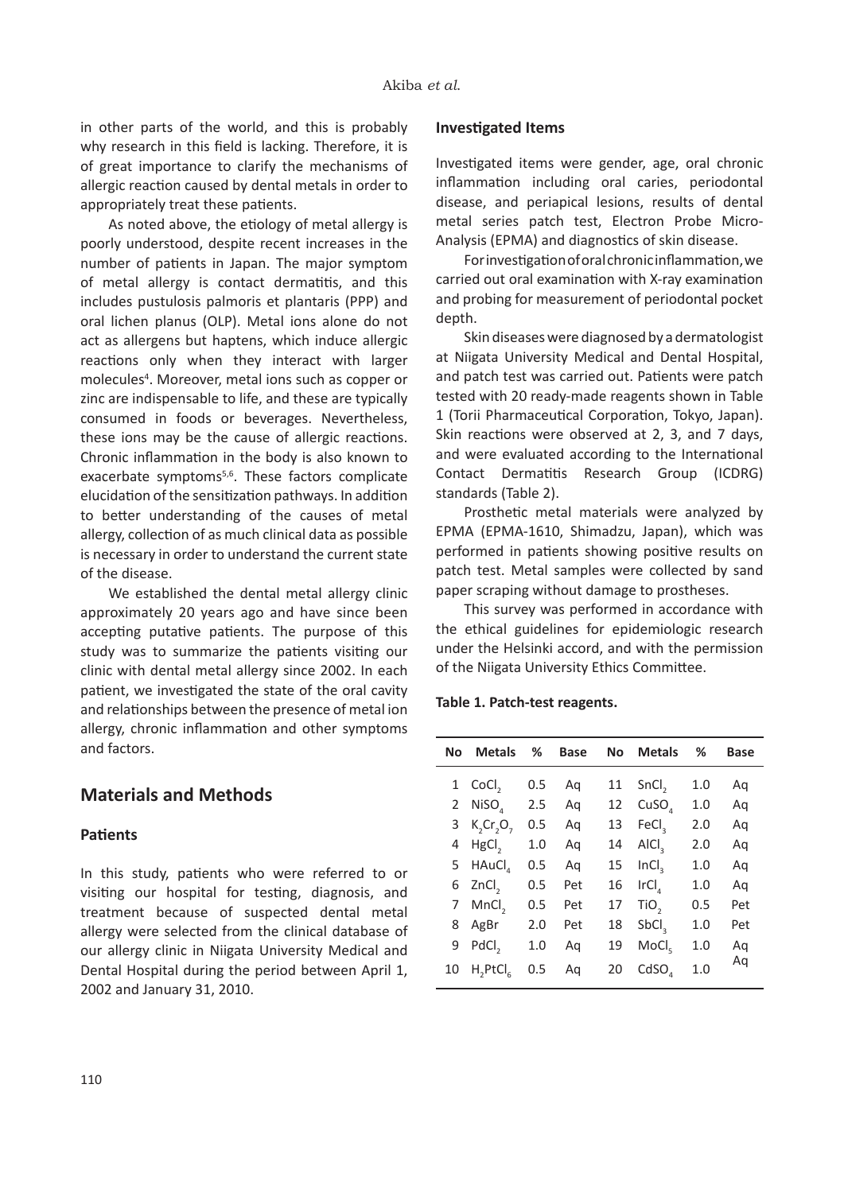in other parts of the world, and this is probably why research in this field is lacking. Therefore, it is of great importance to clarify the mechanisms of allergic reaction caused by dental metals in order to appropriately treat these patients.

As noted above, the etiology of metal allergy is poorly understood, despite recent increases in the number of patients in Japan. The major symptom of metal allergy is contact dermatitis, and this includes pustulosis palmoris et plantaris (PPP) and oral lichen planus (OLP). Metal ions alone do not act as allergens but haptens, which induce allergic reactions only when they interact with larger molecules[4]. Moreover, metal ions such as copper or zinc are indispensable to life, and these are typically consumed in foods or beverages. Nevertheless, these ions may be the cause of allergic reactions. Chronic inflammation in the body is also known to exacerbate symptoms[5,6]. These factors complicate elucidation of the sensitization pathways. In addition to better understanding of the causes of metal allergy, collection of as much clinical data as possible is necessary in order to understand the current state of the disease.

We established the dental metal allergy clinic approximately 20 years ago and have since been accepting putative patients. The purpose of this study was to summarize the patients visiting our clinic with dental metal allergy since 2002. In each patient, we investigated the state of the oral cavity and relationships between the presence of metal ion allergy, chronic inflammation and other symptoms and factors.

## Materials and Methods

### Patients

In this study, patients who were referred to or visiting our hospital for testing, diagnosis, and treatment because of suspected dental metal allergy were selected from the clinical database of our allergy clinic in Niigata University Medical and Dental Hospital during the period between April 1, 2002 and January 31, 2010.

### Investigated Items

Investigated items were gender, age, oral chronic inflammation including oral caries, periodontal disease, and periapical lesions, results of dental metal series patch test, Electron Probe Micro-Analysis (EPMA) and diagnostics of skin disease.

For investigation of oral chronic inflammation, we carried out oral examination with X-ray examination and probing for measurement of periodontal pocket depth.

Skin diseases were diagnosed by a dermatologist at Niigata University Medical and Dental Hospital, and patch test was carried out. Patients were patch tested with 20 ready-made reagents shown in Table 1 (Torii Pharmaceutical Corporation, Tokyo, Japan). Skin reactions were observed at 2, 3, and 7 days, and were evaluated according to the International Contact Dermatitis Research Group (ICDRG) standards (Table 2).

Prosthetic metal materials were analyzed by EPMA (EPMA-1610, Shimadzu, Japan), which was performed in patients showing positive results on patch test. Metal samples were collected by sand paper scraping without damage to prostheses.

This survey was performed in accordance with the ethical guidelines for epidemiologic research under the Helsinki accord, and with the permission of the Niigata University Ethics Committee.

**Table 1. Patch-test reagents.**

| No | Metals | % | Base | No | Metals | % | Base |
|---|---|---|---|---|---|---|---|
| 1 | $CoCl_2$ | 0.5 | Aq | 11 | $SnCl_2$ | 1.0 | Aq |
| 2 | $NiSO_4$ | 2.5 | Aq | 12 | $CuSO_4$ | 1.0 | Aq |
| 3 | $K_2Cr_2O_7$ | 0.5 | Aq | 13 | $FeCl_3$ | 2.0 | Aq |
| 4 | $HgCl_2$ | 1.0 | Aq | 14 | $AlCl_3$ | 2.0 | Aq |
| 5 | $HAuCl_4$ | 0.5 | Aq | 15 | $InCl_3$ | 1.0 | Aq |
| 6 | $ZnCl_2$ | 0.5 | Pet | 16 | $IrCl_4$ | 1.0 | Aq |
| 7 | $MnCl_2$ | 0.5 | Pet | 17 | $TiO_2$ | 0.5 | Pet |
| 8 | AgBr | 2.0 | Pet | 18 | $SbCl_3$ | 1.0 | Pet |
| 9 | $PdCl_2$ | 1.0 | Aq | 19 | $MoCl_5$ | 1.0 | Aq |
| 10 | $H_2PtCl_6$ | 0.5 | Aq | 20 | $CdSO_4$ | 1.0 | Aq |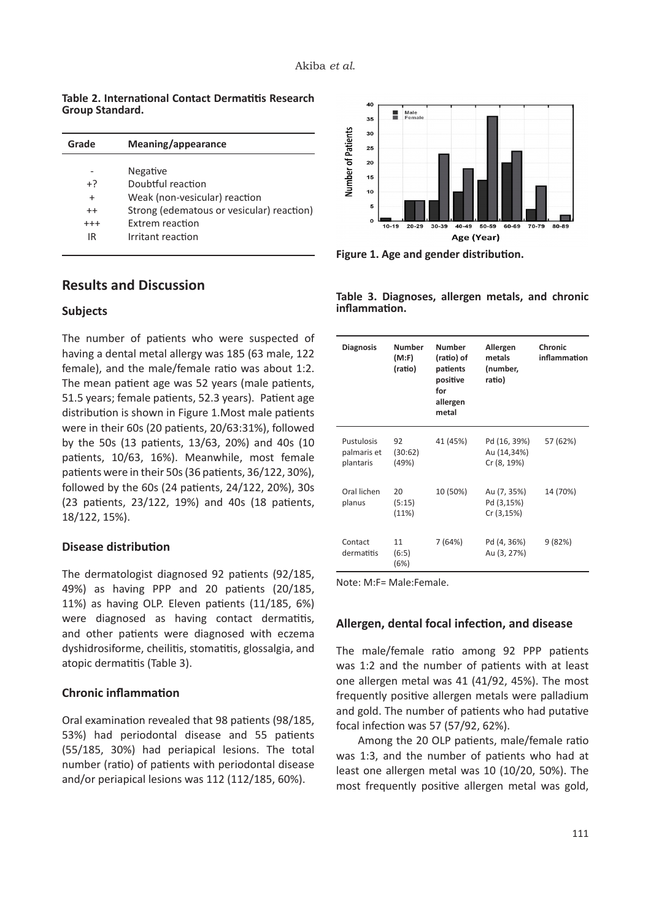**Table 2. International Contact Dermatitis Research Group Standard.**

| Grade | Meaning/appearance |
|---|---|
| - | Negative |
| +? | Doubtful reaction |
| + | Weak (non-vesicular) reaction |
| ++ | Strong (edematous or vesicular) reaction) |
| +++ | Extrem reaction |
| IR | Irritant reaction |

## Results and Discussion

### Subjects

The number of patients who were suspected of having a dental metal allergy was 185 (63 male, 122 female), and the male/female ratio was about 1:2. The mean patient age was 52 years (male patients, 51.5 years; female patients, 52.3 years). Patient age distribution is shown in Figure 1.Most male patients were in their 60s (20 patients, 20/63:31%), followed by the 50s (13 patients, 13/63, 20%) and 40s (10 patients, 10/63, 16%). Meanwhile, most female patients were in their 50s (36 patients, 36/122, 30%), followed by the 60s (24 patients, 24/122, 20%), 30s (23 patients, 23/122, 19%) and 40s (18 patients, 18/122, 15%).

### Disease distribution

The dermatologist diagnosed 92 patients (92/185, 49%) as having PPP and 20 patients (20/185, 11%) as having OLP. Eleven patients (11/185, 6%) were diagnosed as having contact dermatitis, and other patients were diagnosed with eczema dyshidrosiforme, cheilitis, stomatitis, glossalgia, and atopic dermatitis (Table 3).

### Chronic inflammation

Oral examination revealed that 98 patients (98/185, 53%) had periodontal disease and 55 patients (55/185, 30%) had periapical lesions. The total number (ratio) of patients with periodontal disease and/or periapical lesions was 112 (112/185, 60%).

**Figure 1. Age and gender distribution.**

**Table 3. Diagnoses, allergen metals, and chronic inflammation.**

| Diagnosis | Number (M:F) (ratio) | Number (ratio) of patients positive for allergen metal | Allergen metals (number, ratio) | Chronic inflammation |
|---|---|---|---|---|
| Pustulosis palmaris et plantaris | 92 (30:62) (49%) | 41 (45%) | Pd (16, 39%) Au (14,34%) Cr (8, 19%) | 57 (62%) |
| Oral lichen planus | 20 (5:15) (11%) | 10 (50%) | Au (7, 35%) Pd (3,15%) Cr (3,15%) | 14 (70%) |
| Contact dermatitis | 11 (6:5) (6%) | 7 (64%) | Pd (4, 36%) Au (3, 27%) | 9 (82%) |

Note: M:F= Male:Female.

### Allergen, dental focal infection, and disease

The male/female ratio among 92 PPP patients was 1:2 and the number of patients with at least one allergen metal was 41 (41/92, 45%). The most frequently positive allergen metals were palladium and gold. The number of patients who had putative focal infection was 57 (57/92, 62%).

Among the 20 OLP patients, male/female ratio was 1:3, and the number of patients who had at least one allergen metal was 10 (10/20, 50%). The most frequently positive allergen metal was gold,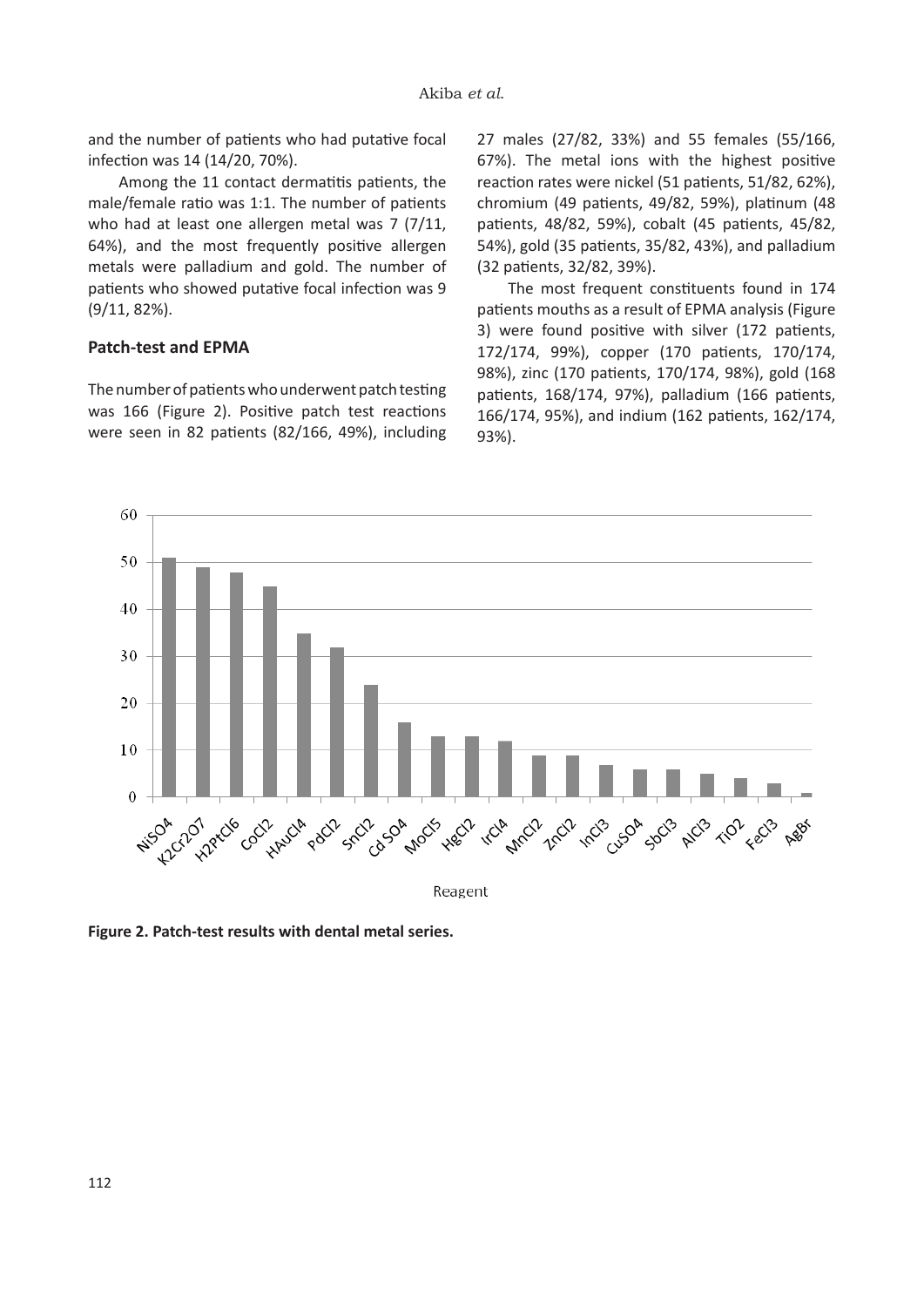and the number of patients who had putative focal infection was 14 (14/20, 70%).

Among the 11 contact dermatitis patients, the male/female ratio was 1:1. The number of patients who had at least one allergen metal was 7 (7/11, 64%), and the most frequently positive allergen metals were palladium and gold. The number of patients who showed putative focal infection was 9 (9/11, 82%).

### Patch-test and EPMA

The number of patients who underwent patch testing was 166 (Figure 2). Positive patch test reactions were seen in 82 patients (82/166, 49%), including 27 males (27/82, 33%) and 55 females (55/166, 67%). The metal ions with the highest positive reaction rates were nickel (51 patients, 51/82, 62%), chromium (49 patients, 49/82, 59%), platinum (48 patients, 48/82, 59%), cobalt (45 patients, 45/82, 54%), gold (35 patients, 35/82, 43%), and palladium (32 patients, 32/82, 39%).

The most frequent constituents found in 174 patients mouths as a result of EPMA analysis (Figure 3) were found positive with silver (172 patients, 172/174, 99%), copper (170 patients, 170/174, 98%), zinc (170 patients, 170/174, 98%), gold (168 patients, 168/174, 97%), palladium (166 patients, 166/174, 95%), and indium (162 patients, 162/174, 93%).

| Reagent | Positive patients |
|---|---|
| $NiSO_4$ | 51 |
| $K_2Cr_2O_7$ | 49 |
| $H_2PtCl_6$ | 48 |
| $CoCl_2$ | 45 |
| $HAuCl_4$ | 35 |
| $PdCl_2$ | 32 |
| $SnCl_2$ | 24 |
| $CdSO_4$ | 16 |
| $MoCl_5$ | 13 |
| $HgCl_2$ | 13 |
| $IrCl_4$ | 12 |
| $MnCl_2$ | 9 |
| $ZnCl_2$ | 9 |
| $InCl_3$ | 7 |
| $CuSO_4$ | 6 |
| $SbCl_3$ | 6 |
| $AlCl_3$ | 5 |
| $TiO_2$ | 4 |
| $FeCl_3$ | 3 |
| $AgBr$ | 1 |

**Figure 2. Patch-test results with dental metal series.**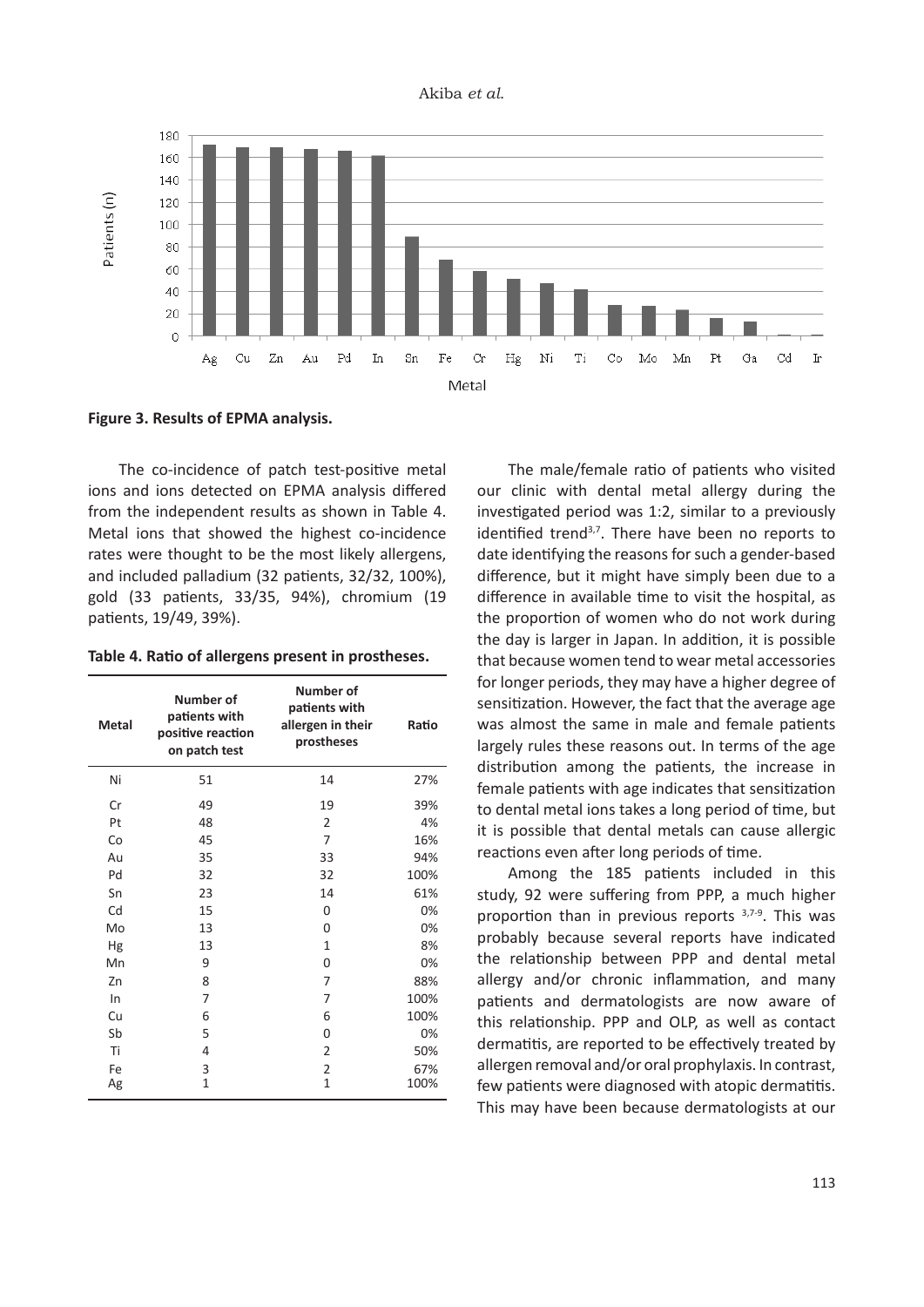**Figure 3. Results of EPMA analysis.**

The co-incidence of patch test-positive metal ions and ions detected on EPMA analysis differed from the independent results as shown in Table 4. Metal ions that showed the highest co-incidence rates were thought to be the most likely allergens, and included palladium (32 patients, 32/32, 100%), gold (33 patients, 33/35, 94%), chromium (19 patients, 19/49, 39%).

**Table 4. Ratio of allergens present in prostheses.**

| Metal | Number of patients with positive reaction on patch test | Number of patients with allergen in their prostheses | Ratio |
|---|---|---|---|
| Ni | 51 | 14 | 27% |
| Cr | 49 | 19 | 39% |
| Pt | 48 | 2 | 4% |
| Co | 45 | 7 | 16% |
| Au | 35 | 33 | 94% |
| Pd | 32 | 32 | 100% |
| Sn | 23 | 14 | 61% |
| Cd | 15 | 0 | 0% |
| Mo | 13 | 0 | 0% |
| Hg | 13 | 1 | 8% |
| Mn | 9 | 0 | 0% |
| Zn | 8 | 7 | 88% |
| In | 7 | 7 | 100% |
| Cu | 6 | 6 | 100% |
| Sb | 5 | 0 | 0% |
| Ti | 4 | 2 | 50% |
| Fe | 3 | 2 | 67% |
| Ag | 1 | 1 | 100% |

The male/female ratio of patients who visited our clinic with dental metal allergy during the investigated period was 1:2, similar to a previously identified trend[3,7]. There have been no reports to date identifying the reasons for such a gender-based difference, but it might have simply been due to a difference in available time to visit the hospital, as the proportion of women who do not work during the day is larger in Japan. In addition, it is possible that because women tend to wear metal accessories for longer periods, they may have a higher degree of sensitization. However, the fact that the average age was almost the same in male and female patients largely rules these reasons out. In terms of the age distribution among the patients, the increase in female patients with age indicates that sensitization to dental metal ions takes a long period of time, but it is possible that dental metals can cause allergic reactions even after long periods of time.

Among the 185 patients included in this study, 92 were suffering from PPP, a much higher proportion than in previous reports [3,7-9]. This was probably because several reports have indicated the relationship between PPP and dental metal allergy and/or chronic inflammation, and many patients and dermatologists are now aware of this relationship. PPP and OLP, as well as contact dermatitis, are reported to be effectively treated by allergen removal and/or oral prophylaxis. In contrast, few patients were diagnosed with atopic dermatitis. This may have been because dermatologists at our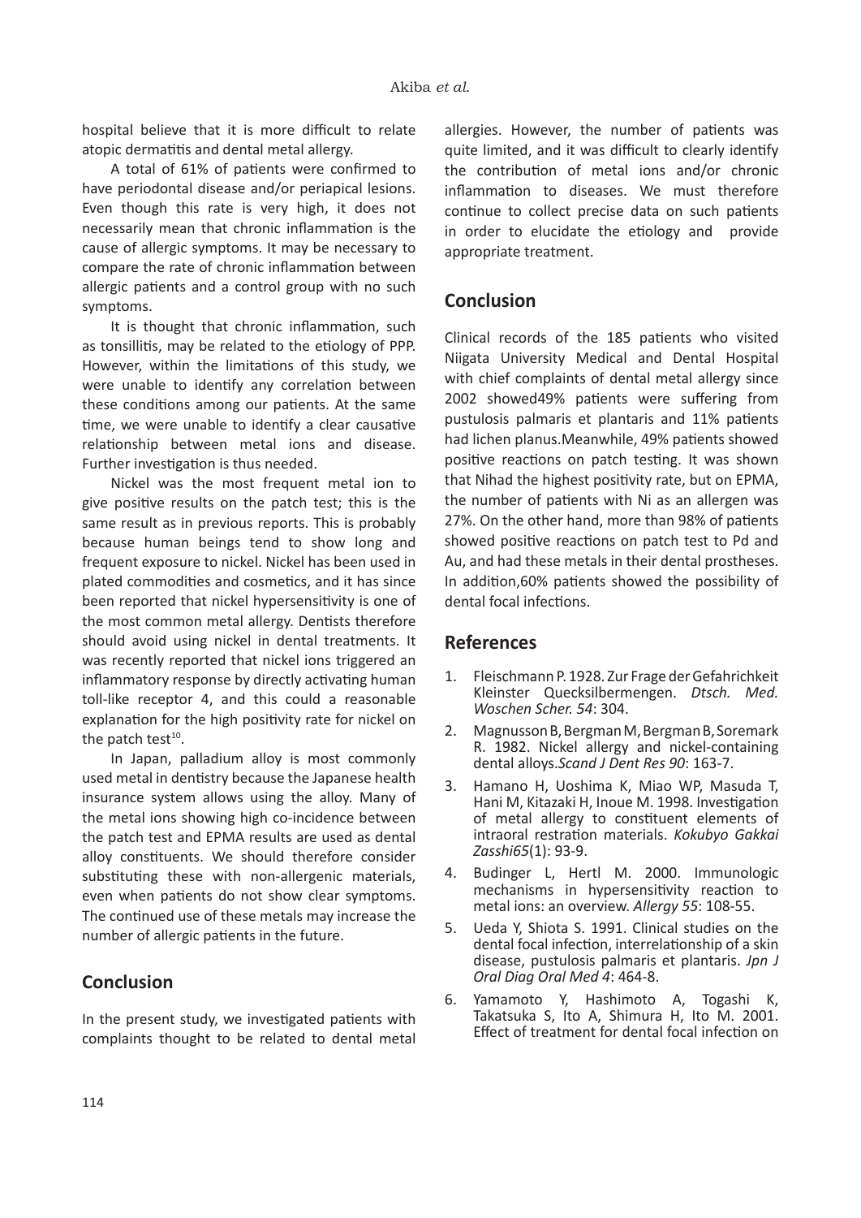hospital believe that it is more difficult to relate atopic dermatitis and dental metal allergy.

A total of 61% of patients were confirmed to have periodontal disease and/or periapical lesions. Even though this rate is very high, it does not necessarily mean that chronic inflammation is the cause of allergic symptoms. It may be necessary to compare the rate of chronic inflammation between allergic patients and a control group with no such symptoms.

It is thought that chronic inflammation, such as tonsillitis, may be related to the etiology of PPP. However, within the limitations of this study, we were unable to identify any correlation between these conditions among our patients. At the same time, we were unable to identify a clear causative relationship between metal ions and disease. Further investigation is thus needed.

Nickel was the most frequent metal ion to give positive results on the patch test; this is the same result as in previous reports. This is probably because human beings tend to show long and frequent exposure to nickel. Nickel has been used in plated commodities and cosmetics, and it has since been reported that nickel hypersensitivity is one of the most common metal allergy. Dentists therefore should avoid using nickel in dental treatments. It was recently reported that nickel ions triggered an inflammatory response by directly activating human toll-like receptor 4, and this could a reasonable explanation for the high positivity rate for nickel on the patch test[10].

In Japan, palladium alloy is most commonly used metal in dentistry because the Japanese health insurance system allows using the alloy. Many of the metal ions showing high co-incidence between the patch test and EPMA results are used as dental alloy constituents. We should therefore consider substituting these with non-allergenic materials, even when patients do not show clear symptoms. The continued use of these metals may increase the number of allergic patients in the future.

## Conclusion

In the present study, we investigated patients with complaints thought to be related to dental metal allergies. However, the number of patients was quite limited, and it was difficult to clearly identify the contribution of metal ions and/or chronic inflammation to diseases. We must therefore continue to collect precise data on such patients in order to elucidate the etiology and provide appropriate treatment.

## Conclusion

Clinical records of the 185 patients who visited Niigata University Medical and Dental Hospital with chief complaints of dental metal allergy since 2002 showed49% patients were suffering from pustulosis palmaris et plantaris and 11% patients had lichen planus.Meanwhile, 49% patients showed positive reactions on patch testing. It was shown that Nihad the highest positivity rate, but on EPMA, the number of patients with Ni as an allergen was 27%. On the other hand, more than 98% of patients showed positive reactions on patch test to Pd and Au, and had these metals in their dental prostheses. In addition,60% patients showed the possibility of dental focal infections.

## References

1. Fleischmann P. 1928. Zur Frage der Gefahrichkeit Kleinster Quecksilbermengen. *Dtsch. Med. Woschen Scher. 54*: 304.
2. Magnusson B, Bergman M, Bergman B, Soremark R. 1982. Nickel allergy and nickel-containing dental alloys.*Scand J Dent Res 90*: 163-7.
3. Hamano H, Uoshima K, Miao WP, Masuda T, Hani M, Kitazaki H, Inoue M. 1998. Investigation of metal allergy to constituent elements of intraoral restration materials. *Kokubyo Gakkai Zasshi65*(1): 93-9.
4. Budinger L, Hertl M. 2000. Immunologic mechanisms in hypersensitivity reaction to metal ions: an overview. *Allergy 55*: 108-55.
5. Ueda Y, Shiota S. 1991. Clinical studies on the dental focal infection, interrelationship of a skin disease, pustulosis palmaris et plantaris. *Jpn J Oral Diag Oral Med 4*: 464-8.
6. Yamamoto Y, Hashimoto A, Togashi K, Takatsuka S, Ito A, Shimura H, Ito M. 2001. Effect of treatment for dental focal infection on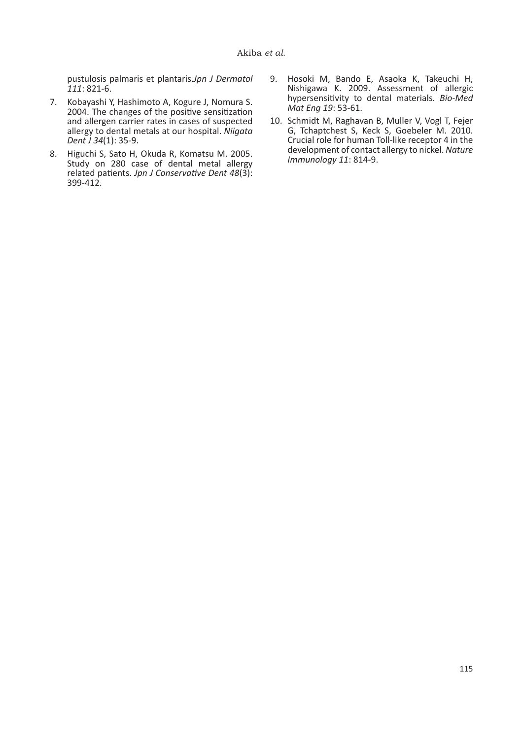pustulosis palmaris et plantaris.*Jpn J Dermatol 111*: 821-6.

7. Kobayashi Y, Hashimoto A, Kogure J, Nomura S. 2004. The changes of the positive sensitization and allergen carrier rates in cases of suspected allergy to dental metals at our hospital. *Niigata Dent J 34*(1): 35-9.
8. Higuchi S, Sato H, Okuda R, Komatsu M. 2005. Study on 280 case of dental metal allergy related patients. *Jpn J Conservative Dent 48*(3): 399-412.
9. Hosoki M, Bando E, Asaoka K, Takeuchi H, Nishigawa K. 2009. Assessment of allergic hypersensitivity to dental materials. *Bio-Med Mat Eng 19*: 53-61.
10. Schmidt M, Raghavan B, Muller V, Vogl T, Fejer G, Tchaptchest S, Keck S, Goebeler M. 2010. Crucial role for human Toll-like receptor 4 in the development of contact allergy to nickel. *Nature Immunology 11*: 814-9.